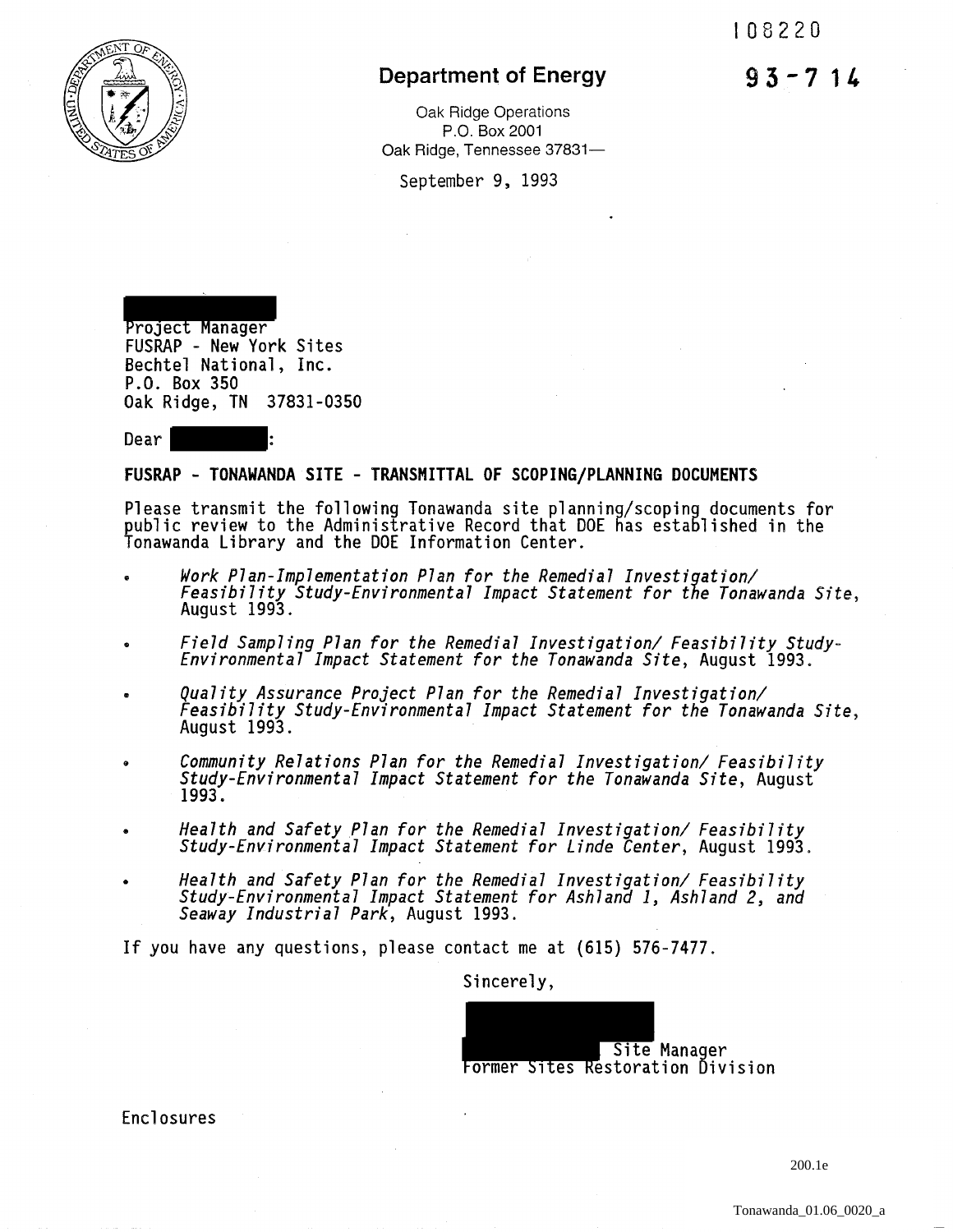108220

**93-714**

**Department of Energy**

Oak Ridge Operations
P.O. Box 2001
Oak Ridge, Tennessee 37831—

September 9, 1993

Project Manager
FUSRAP - New York Sites
Bechtel National, Inc.
P.O. Box 350
Oak Ridge, TN 37831-0350

Dear :

**FUSRAP - TONAWANDA SITE - TRANSMITTAL OF SCOPING/PLANNING DOCUMENTS**

Please transmit the following Tonawanda site planning/scoping documents for public review to the Administrative Record that DOE has established in the Tonawanda Library and the DOE Information Center.

- *Work Plan-Implementation Plan for the Remedial Investigation/ Feasibility Study-Environmental Impact Statement for the Tonawanda Site*, August 1993.
- *Field Sampling Plan for the Remedial Investigation/ Feasibility Study-Environmental Impact Statement for the Tonawanda Site*, August 1993.
- *Quality Assurance Project Plan for the Remedial Investigation/ Feasibility Study-Environmental Impact Statement for the Tonawanda Site*, August 1993.
- *Community Relations Plan for the Remedial Investigation/ Feasibility Study-Environmental Impact Statement for the Tonawanda Site*, August 1993.
- *Health and Safety Plan for the Remedial Investigation/ Feasibility Study-Environmental Impact Statement for Linde Center*, August 1993.
- *Health and Safety Plan for the Remedial Investigation/ Feasibility Study-Environmental Impact Statement for Ashland 1, Ashland 2, and Seaway Industrial Park*, August 1993.

If you have any questions, please contact me at (615) 576-7477.

Sincerely,

Site Manager
Former Sites Restoration Division

Enclosures

200.1e

Tonawanda_01.06_0020_a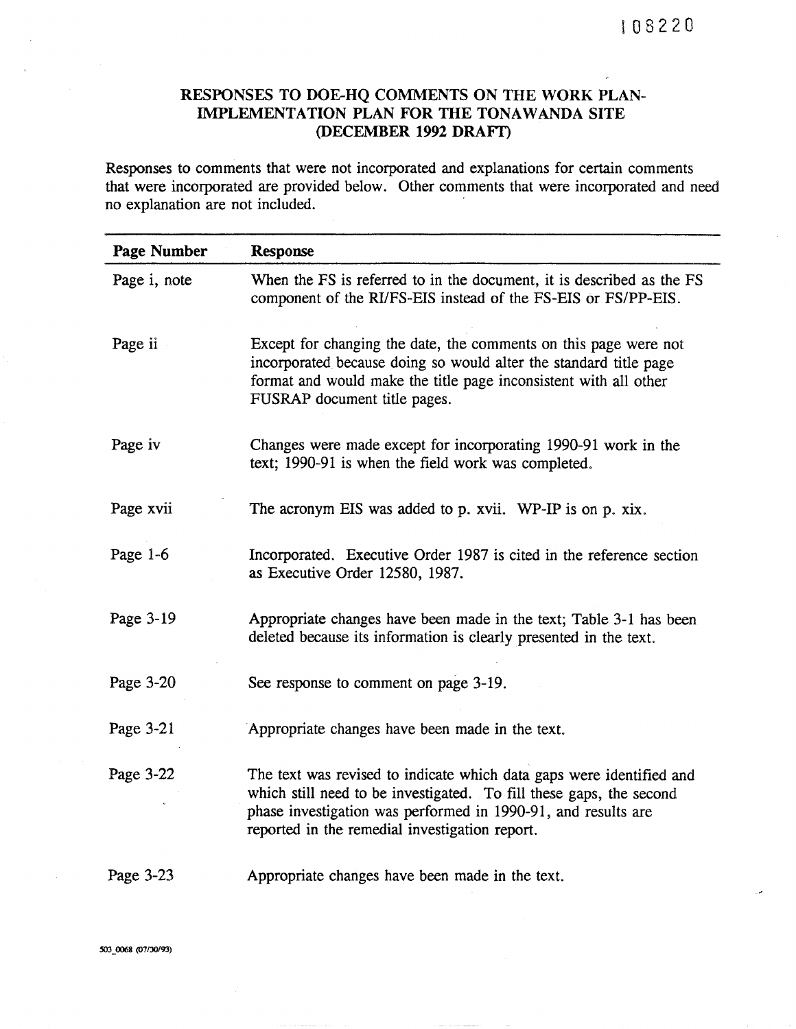108220

## RESPONSES TO DOE-HQ COMMENTS ON THE WORK PLAN-IMPLEMENTATION PLAN FOR THE TONAWANDA SITE (DECEMBER 1992 DRAFT)

Responses to comments that were not incorporated and explanations for certain comments that were incorporated are provided below. Other comments that were incorporated and need no explanation are not included.

| Page Number | Response |
|---|---|
| Page i, note | When the FS is referred to in the document, it is described as the FS component of the RI/FS-EIS instead of the FS-EIS or FS/PP-EIS. |
| Page ii | Except for changing the date, the comments on this page were not incorporated because doing so would alter the standard title page format and would make the title page inconsistent with all other FUSRAP document title pages. |
| Page iv | Changes were made except for incorporating 1990-91 work in the text; 1990-91 is when the field work was completed. |
| Page xvii | The acronym EIS was added to p. xvii. WP-IP is on p. xix. |
| Page 1-6 | Incorporated. Executive Order 1987 is cited in the reference section as Executive Order 12580, 1987. |
| Page 3-19 | Appropriate changes have been made in the text; Table 3-1 has been deleted because its information is clearly presented in the text. |
| Page 3-20 | See response to comment on page 3-19. |
| Page 3-21 | Appropriate changes have been made in the text. |
| Page 3-22 | The text was revised to indicate which data gaps were identified and which still need to be investigated. To fill these gaps, the second phase investigation was performed in 1990-91, and results are reported in the remedial investigation report. |
| Page 3-23 | Appropriate changes have been made in the text. |

503_0068 (07/30/93)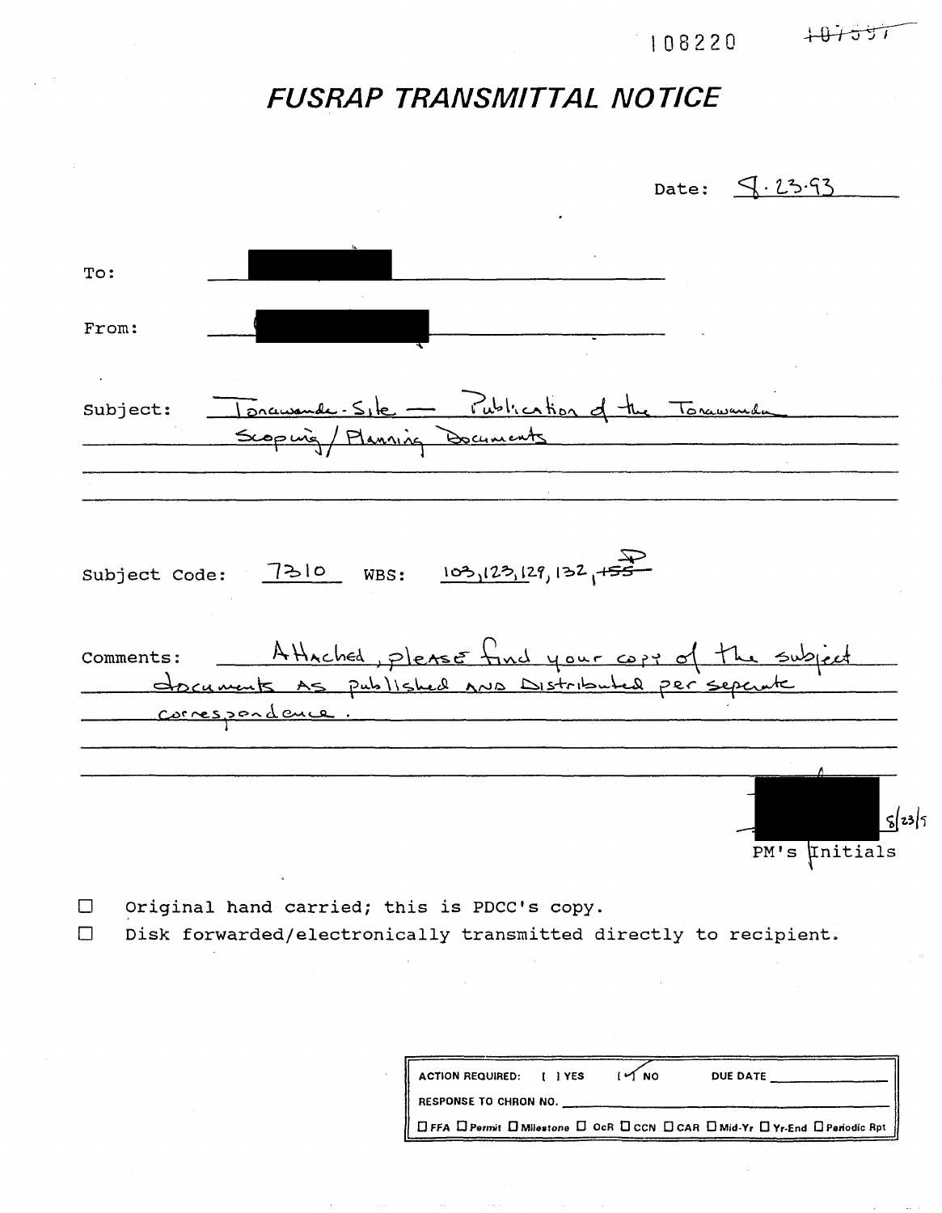108220 ~~107597~~

# FUSRAP TRANSMITTAL NOTICE

Date: 8.23.93

To: [REDACTED]

From: [REDACTED]

Subject: Tonawanda Site — Publication of the Tonawanda Scoping/Planning Documents

Subject Code: 7310 WBS: 103, 123, 129, 132, ~~155~~

Comments: Attached, please find your copy of the subject documents as published and distributed per separate correspondence.

[REDACTED] 8/23/93

PM's Initials

☐ Original hand carried; this is PDCC's copy.

☐ Disk forwarded/electronically transmitted directly to recipient.

| | |
|---|---|
| ACTION REQUIRED: [ ] YES [✓] NO | DUE DATE ______ |
| RESPONSE TO CHRON NO. ______ | |
| ☐ FFA ☐ Permit ☐ Milestone ☐ OcR ☐ CCN ☐ CAR ☐ Mid-Yr ☐ Yr-End ☐ Periodic Rpt | |